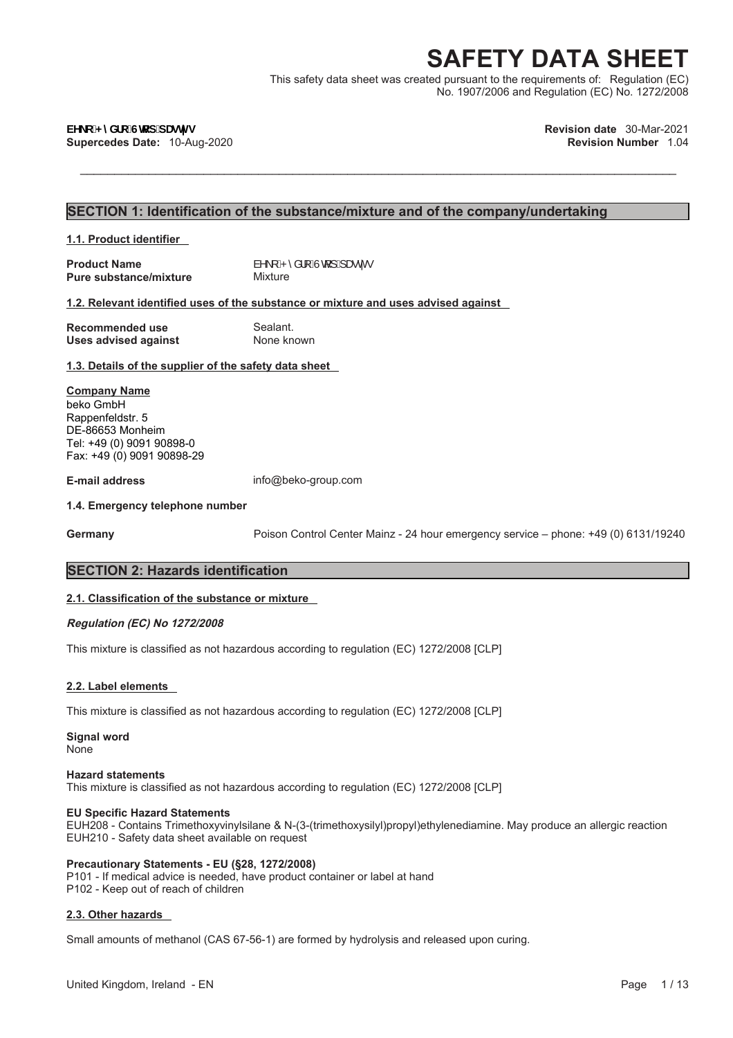# SAFETY DATA SHEET

This safety data sheet was created pursuant to the requirements of: Regulation (EC) No. 1907/2006 and Regulation (EC) No. 1272/2008

**EHNR+\GUR6WRS SDVWV**
**Supercedes Date:** 10-Aug-2020

**Revision date** 30-Mar-2021
**Revision Number** 1.04

## SECTION 1: Identification of the substance/mixture and of the company/undertaking

### 1.1. Product identifier

**Product Name** EHNR+\GUR6WRS SDVWV
**Pure substance/mixture** Mixture

### 1.2. Relevant identified uses of the substance or mixture and uses advised against

**Recommended use** Sealant.
**Uses advised against** None known

### 1.3. Details of the supplier of the safety data sheet

**Company Name**
beko GmbH
Rappenfeldstr. 5
DE-86653 Monheim
Tel: +49 (0) 9091 90898-0
Fax: +49 (0) 9091 90898-29

**E-mail address** info@beko-group.com

### 1.4. Emergency telephone number

**Germany** Poison Control Center Mainz - 24 hour emergency service – phone: +49 (0) 6131/19240

## SECTION 2: Hazards identification

### 2.1. Classification of the substance or mixture

***Regulation (EC) No 1272/2008***

This mixture is classified as not hazardous according to regulation (EC) 1272/2008 [CLP]

### 2.2. Label elements

This mixture is classified as not hazardous according to regulation (EC) 1272/2008 [CLP]

**Signal word**
None

**Hazard statements**
This mixture is classified as not hazardous according to regulation (EC) 1272/2008 [CLP]

**EU Specific Hazard Statements**
EUH208 - Contains Trimethoxyvinylsilane & N-(3-(trimethoxysilyl)propyl)ethylenediamine. May produce an allergic reaction
EUH210 - Safety data sheet available on request

**Precautionary Statements - EU (§28, 1272/2008)**
P101 - If medical advice is needed, have product container or label at hand
P102 - Keep out of reach of children

### 2.3. Other hazards

Small amounts of methanol (CAS 67-56-1) are formed by hydrolysis and released upon curing.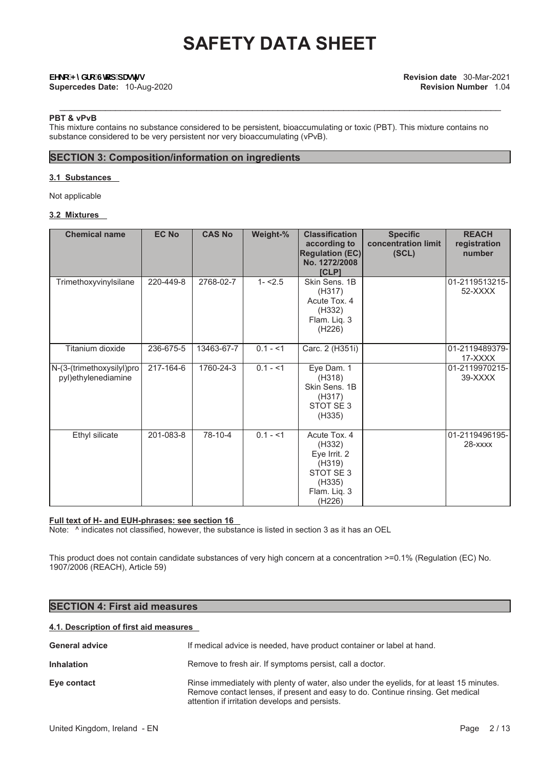#### PBT & vPvB

This mixture contains no substance considered to be persistent, bioaccumulating or toxic (PBT). This mixture contains no substance considered to be very persistent nor very bioaccumulating (vPvB).

## SECTION 3: Composition/information on ingredients

### 3.1 Substances

Not applicable

### 3.2 Mixtures

| Chemical name | EC No | CAS No | Weight-% | Classification according to Regulation (EC) No. 1272/2008 [CLP] | Specific concentration limit (SCL) | REACH registration number |
|---|---|---|---|---|---|---|
| Trimethoxyvinylsilane | 220-449-8 | 2768-02-7 | 1- <2.5 | Skin Sens. 1B (H317) Acute Tox. 4 (H332) Flam. Liq. 3 (H226) | | 01-2119513215-52-XXXX |
| Titanium dioxide | 236-675-5 | 13463-67-7 | 0.1 - <1 | Carc. 2 (H351i) | | 01-2119489379-17-XXXX |
| N-(3-(trimethoxysilyl)propyl)ethylenediamine | 217-164-6 | 1760-24-3 | 0.1 - <1 | Eye Dam. 1 (H318) Skin Sens. 1B (H317) STOT SE 3 (H335) | | 01-2119970215-39-XXXX |
| Ethyl silicate | 201-083-8 | 78-10-4 | 0.1 - <1 | Acute Tox. 4 (H332) Eye Irrit. 2 (H319) STOT SE 3 (H335) Flam. Liq. 3 (H226) | | 01-2119496195-28-xxxx |

**Full text of H- and EUH-phrases: see section 16**

Note: ^ indicates not classified, however, the substance is listed in section 3 as it has an OEL

This product does not contain candidate substances of very high concern at a concentration >=0.1% (Regulation (EC) No. 1907/2006 (REACH), Article 59)

## SECTION 4: First aid measures

### 4.1. Description of first aid measures

**General advice** If medical advice is needed, have product container or label at hand.

**Inhalation** Remove to fresh air. If symptoms persist, call a doctor.

**Eye contact** Rinse immediately with plenty of water, also under the eyelids, for at least 15 minutes. Remove contact lenses, if present and easy to do. Continue rinsing. Get medical attention if irritation develops and persists.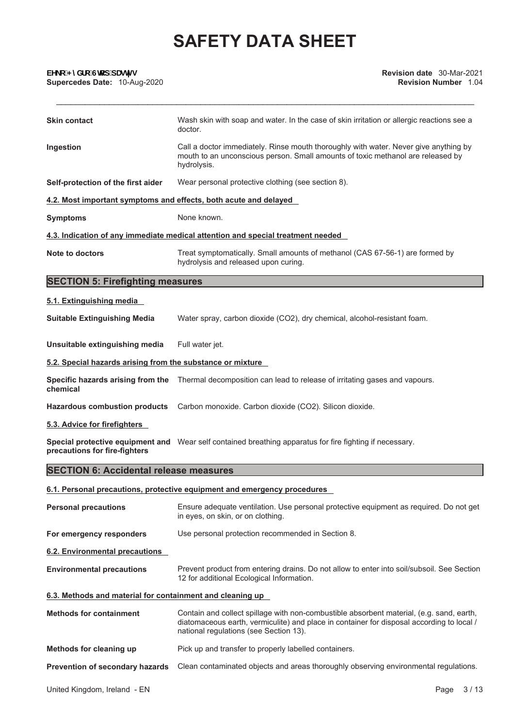# SAFETY DATA SHEET

| | |
|---|---|
| **Skin contact** | Wash skin with soap and water. In the case of skin irritation or allergic reactions see a doctor. |
| **Ingestion** | Call a doctor immediately. Rinse mouth thoroughly with water. Never give anything by mouth to an unconscious person. Small amounts of toxic methanol are released by hydrolysis. |
| **Self-protection of the first aider** | Wear personal protective clothing (see section 8). |

### 4.2. Most important symptoms and effects, both acute and delayed

| | |
|---|---|
| **Symptoms** | None known. |

### 4.3. Indication of any immediate medical attention and special treatment needed

| | |
|---|---|
| **Note to doctors** | Treat symptomatically. Small amounts of methanol (CAS 67-56-1) are formed by hydrolysis and released upon curing. |

## SECTION 5: Firefighting measures

### 5.1. Extinguishing media

| | |
|---|---|
| **Suitable Extinguishing Media** | Water spray, carbon dioxide ($CO_2$), dry chemical, alcohol-resistant foam. |
| **Unsuitable extinguishing media** | Full water jet. |

### 5.2. Special hazards arising from the substance or mixture

| | |
|---|---|
| **Specific hazards arising from the chemical** | Thermal decomposition can lead to release of irritating gases and vapours. |
| **Hazardous combustion products** | Carbon monoxide. Carbon dioxide ($CO_2$). Silicon dioxide. |

### 5.3. Advice for firefighters

| | |
|---|---|
| **Special protective equipment and precautions for fire-fighters** | Wear self contained breathing apparatus for fire fighting if necessary. |

## SECTION 6: Accidental release measures

### 6.1. Personal precautions, protective equipment and emergency procedures

| | |
|---|---|
| **Personal precautions** | Ensure adequate ventilation. Use personal protective equipment as required. Do not get in eyes, on skin, or on clothing. |
| **For emergency responders** | Use personal protection recommended in Section 8. |

### 6.2. Environmental precautions

| | |
|---|---|
| **Environmental precautions** | Prevent product from entering drains. Do not allow to enter into soil/subsoil. See Section 12 for additional Ecological Information. |

### 6.3. Methods and material for containment and cleaning up

| | |
|---|---|
| **Methods for containment** | Contain and collect spillage with non-combustible absorbent material, (e.g. sand, earth, diatomaceous earth, vermiculite) and place in container for disposal according to local / national regulations (see Section 13). |
| **Methods for cleaning up** | Pick up and transfer to properly labelled containers. |
| **Prevention of secondary hazards** | Clean contaminated objects and areas thoroughly observing environmental regulations. |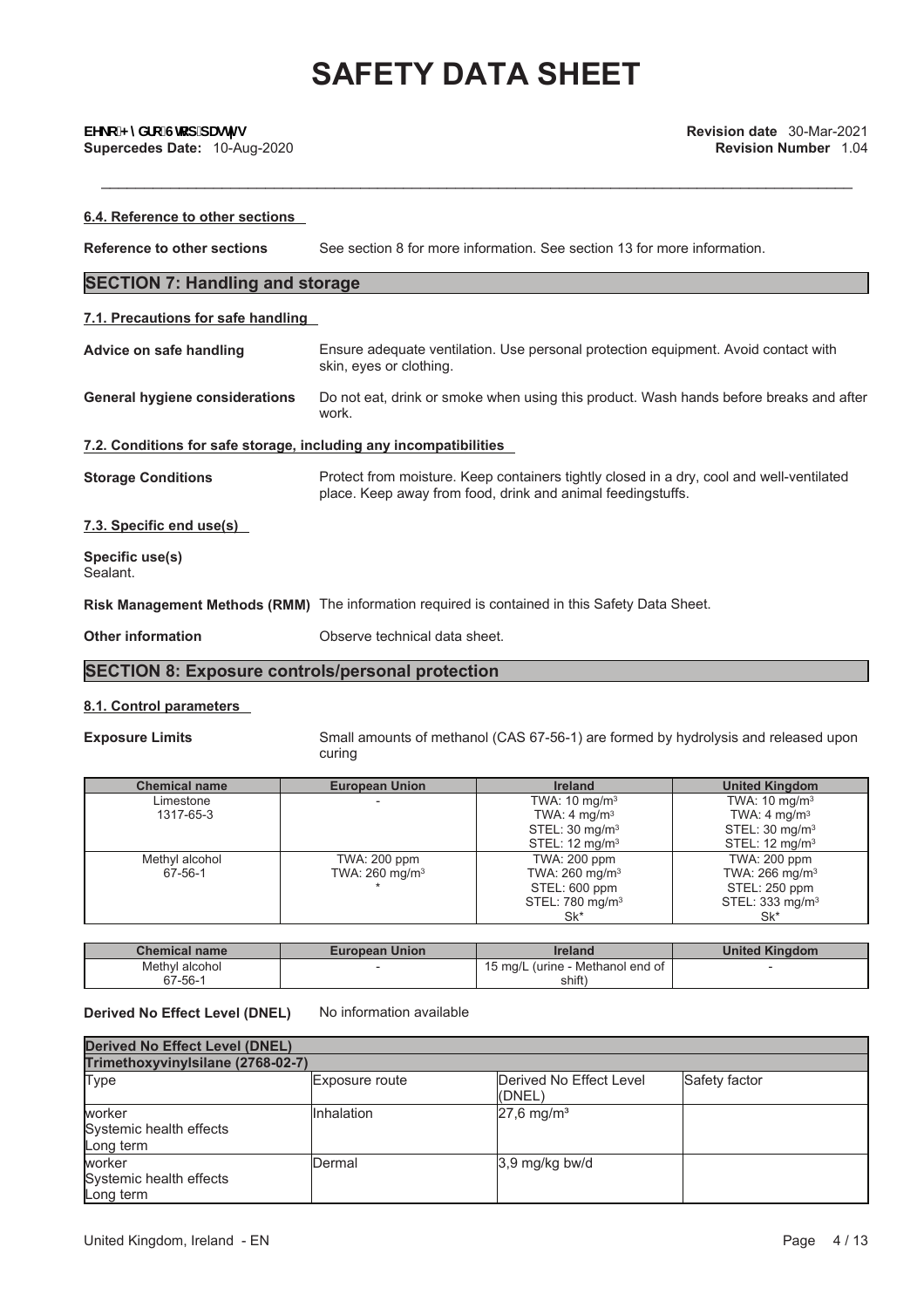#### 6.4. Reference to other sections

**Reference to other sections** See section 8 for more information. See section 13 for more information.

## SECTION 7: Handling and storage

#### 7.1. Precautions for safe handling

**Advice on safe handling** Ensure adequate ventilation. Use personal protection equipment. Avoid contact with skin, eyes or clothing.

**General hygiene considerations** Do not eat, drink or smoke when using this product. Wash hands before breaks and after work.

#### 7.2. Conditions for safe storage, including any incompatibilities

**Storage Conditions** Protect from moisture. Keep containers tightly closed in a dry, cool and well-ventilated place. Keep away from food, drink and animal feedingstuffs.

#### 7.3. Specific end use(s)

**Specific use(s)**
Sealant.

**Risk Management Methods (RMM)** The information required is contained in this Safety Data Sheet.

**Other information** Observe technical data sheet.

## SECTION 8: Exposure controls/personal protection

#### 8.1. Control parameters

**Exposure Limits** Small amounts of methanol (CAS 67-56-1) are formed by hydrolysis and released upon curing

| Chemical name | European Union | Ireland | United Kingdom |
|---|---|---|---|
| Limestone 1317-65-3 | - | TWA: 10 mg/m³ TWA: 4 mg/m³ STEL: 30 mg/m³ STEL: 12 mg/m³ | TWA: 10 mg/m³ TWA: 4 mg/m³ STEL: 30 mg/m³ STEL: 12 mg/m³ |
| Methyl alcohol 67-56-1 | TWA: 200 ppm TWA: 260 mg/m³ * | TWA: 200 ppm TWA: 260 mg/m³ STEL: 600 ppm STEL: 780 mg/m³ Sk* | TWA: 200 ppm TWA: 266 mg/m³ STEL: 250 ppm STEL: 333 mg/m³ Sk* |

| Chemical name | European Union | Ireland | United Kingdom |
|---|---|---|---|
| Methyl alcohol 67-56-1 | - | 15 mg/L (urine - Methanol end of shift) | - |

**Derived No Effect Level (DNEL)** No information available

| Derived No Effect Level (DNEL) | | | |
|---|---|---|---|
| Trimethoxyvinylsilane (2768-02-7) | | | |
| Type | Exposure route | Derived No Effect Level (DNEL) | Safety factor |
| worker Systemic health effects Long term | Inhalation | 27,6 mg/m³ | |
| worker Systemic health effects Long term | Dermal | 3,9 mg/kg bw/d | |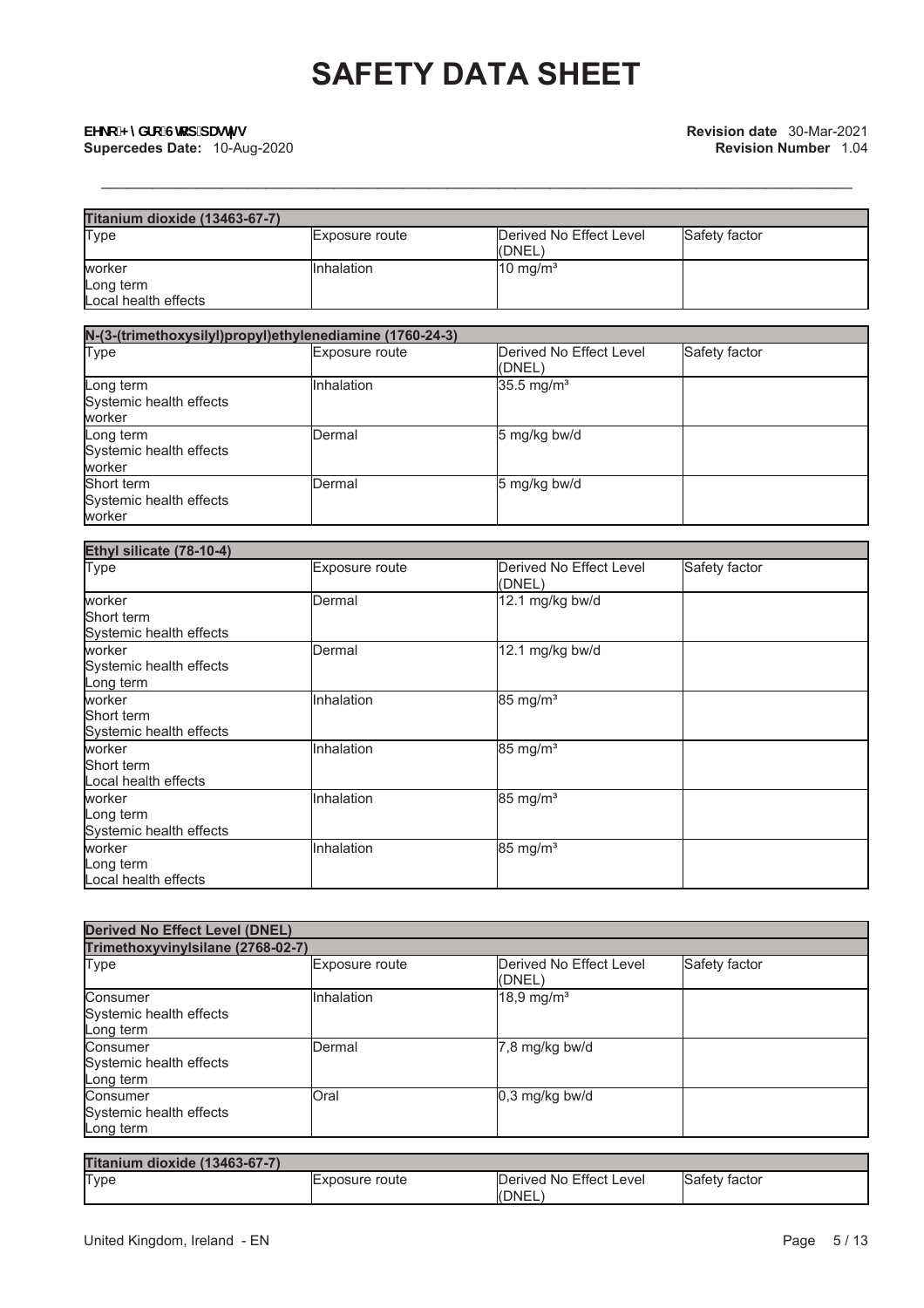| Titanium dioxide (13463-67-7) | | | |
|---|---|---|---|
| Type | Exposure route | Derived No Effect Level (DNEL) | Safety factor |
| worker<br>Long term<br>Local health effects | Inhalation | 10 mg/m³ | |

| N-(3-(trimethoxysilyl)propyl)ethylenediamine (1760-24-3) | | | |
|---|---|---|---|
| Type | Exposure route | Derived No Effect Level (DNEL) | Safety factor |
| Long term<br>Systemic health effects<br>worker | Inhalation | 35.5 mg/m³ | |
| Long term<br>Systemic health effects<br>worker | Dermal | 5 mg/kg bw/d | |
| Short term<br>Systemic health effects<br>worker | Dermal | 5 mg/kg bw/d | |

| Ethyl silicate (78-10-4) | | | |
|---|---|---|---|
| Type | Exposure route | Derived No Effect Level (DNEL) | Safety factor |
| worker<br>Short term<br>Systemic health effects | Dermal | 12.1 mg/kg bw/d | |
| worker<br>Systemic health effects<br>Long term | Dermal | 12.1 mg/kg bw/d | |
| worker<br>Short term<br>Systemic health effects | Inhalation | 85 mg/m³ | |
| worker<br>Short term<br>Local health effects | Inhalation | 85 mg/m³ | |
| worker<br>Long term<br>Systemic health effects | Inhalation | 85 mg/m³ | |
| worker<br>Long term<br>Local health effects | Inhalation | 85 mg/m³ | |

| Derived No Effect Level (DNEL) | | | |
|---|---|---|---|
| Trimethoxyvinylsilane (2768-02-7) | | | |
| Type | Exposure route | Derived No Effect Level (DNEL) | Safety factor |
| Consumer<br>Systemic health effects<br>Long term | Inhalation | 18,9 mg/m³ | |
| Consumer<br>Systemic health effects<br>Long term | Dermal | 7,8 mg/kg bw/d | |
| Consumer<br>Systemic health effects<br>Long term | Oral | 0,3 mg/kg bw/d | |

| Titanium dioxide (13463-67-7) | | | |
|---|---|---|---|
| Type | Exposure route | Derived No Effect Level (DNEL) | Safety factor |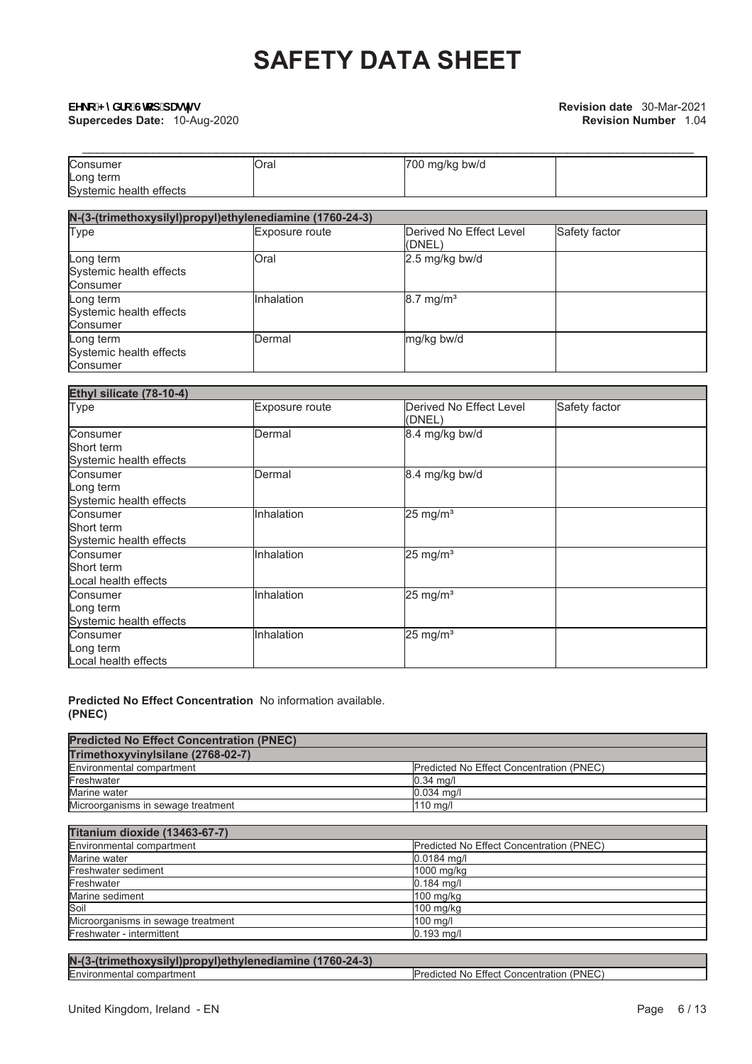| Consumer<br>Long term<br>Systemic health effects | Oral | 700 mg/kg bw/d | |
|---|---|---|---|

| N-(3-(trimethoxysilyl)propyl)ethylenediamine (1760-24-3) | | | |
|---|---|---|---|
| Type | Exposure route | Derived No Effect Level (DNEL) | Safety factor |
| Long term<br>Systemic health effects<br>Consumer | Oral | 2.5 mg/kg bw/d | |
| Long term<br>Systemic health effects<br>Consumer | Inhalation | 8.7 mg/m³ | |
| Long term<br>Systemic health effects<br>Consumer | Dermal | mg/kg bw/d | |

| Ethyl silicate (78-10-4) | | | |
|---|---|---|---|
| Type | Exposure route | Derived No Effect Level (DNEL) | Safety factor |
| Consumer<br>Short term<br>Systemic health effects | Dermal | 8.4 mg/kg bw/d | |
| Consumer<br>Long term<br>Systemic health effects | Dermal | 8.4 mg/kg bw/d | |
| Consumer<br>Short term<br>Systemic health effects | Inhalation | 25 mg/m³ | |
| Consumer<br>Short term<br>Local health effects | Inhalation | 25 mg/m³ | |
| Consumer<br>Long term<br>Systemic health effects | Inhalation | 25 mg/m³ | |
| Consumer<br>Long term<br>Local health effects | Inhalation | 25 mg/m³ | |

**Predicted No Effect Concentration (PNEC)** No information available.

| Predicted No Effect Concentration (PNEC) | |
|---|---|
| **Trimethoxyvinylsilane (2768-02-7)** | |
| Environmental compartment | Predicted No Effect Concentration (PNEC) |
| Freshwater | 0.34 mg/l |
| Marine water | 0.034 mg/l |
| Microorganisms in sewage treatment | 110 mg/l |

| Titanium dioxide (13463-67-7) | |
|---|---|
| Environmental compartment | Predicted No Effect Concentration (PNEC) |
| Marine water | 0.0184 mg/l |
| Freshwater sediment | 1000 mg/kg |
| Freshwater | 0.184 mg/l |
| Marine sediment | 100 mg/kg |
| Soil | 100 mg/kg |
| Microorganisms in sewage treatment | 100 mg/l |
| Freshwater - intermittent | 0.193 mg/l |

| N-(3-(trimethoxysilyl)propyl)ethylenediamine (1760-24-3) | |
|---|---|
| Environmental compartment | Predicted No Effect Concentration (PNEC) |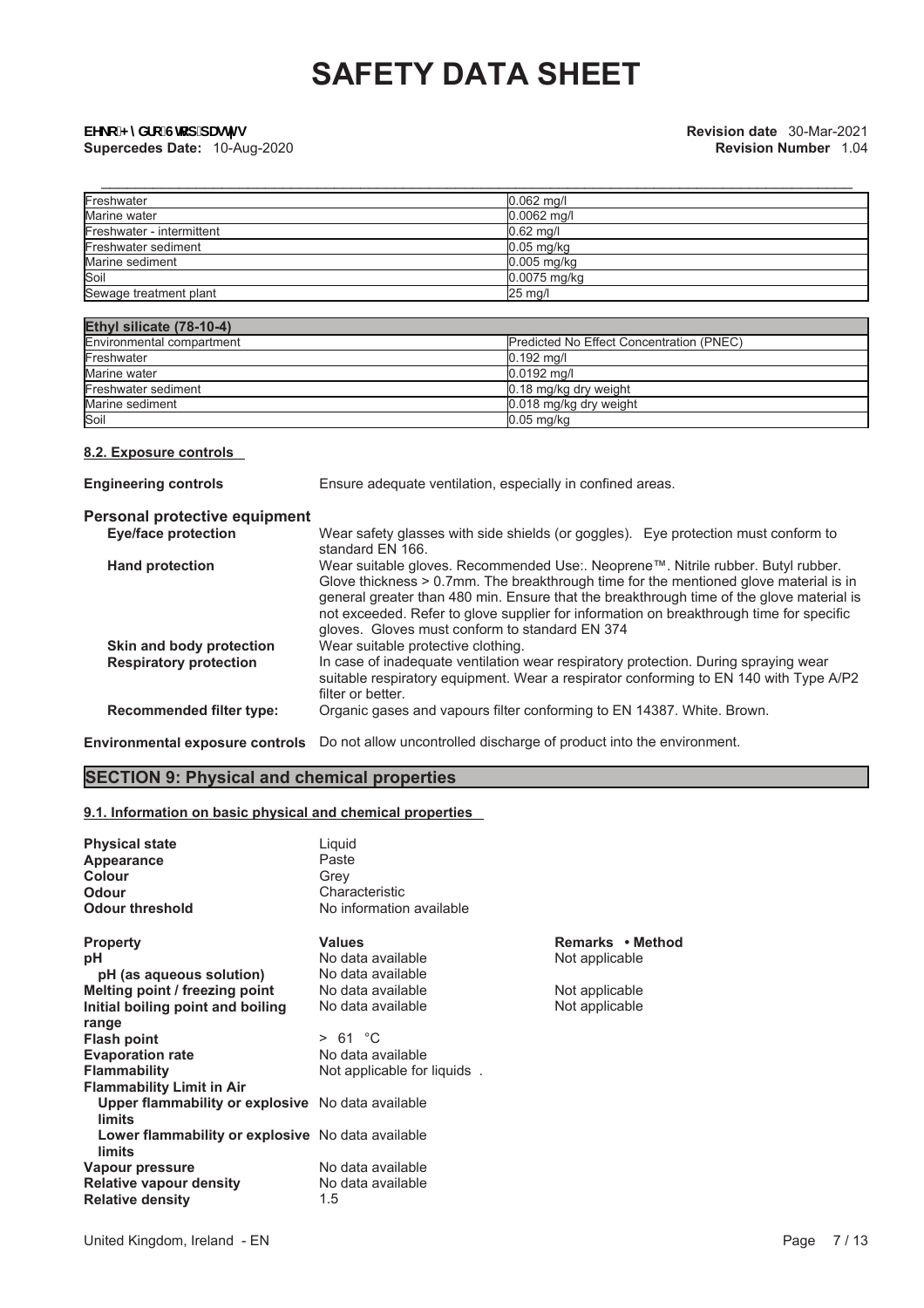| | |
|---|---|
| Freshwater | 0.062 mg/l |
| Marine water | 0.0062 mg/l |
| Freshwater - intermittent | 0.62 mg/l |
| Freshwater sediment | 0.05 mg/kg |
| Marine sediment | 0.005 mg/kg |
| Soil | 0.0075 mg/kg |
| Sewage treatment plant | 25 mg/l |

| Ethyl silicate (78-10-4) | |
|---|---|
| Environmental compartment | Predicted No Effect Concentration (PNEC) |
| Freshwater | 0.192 mg/l |
| Marine water | 0.0192 mg/l |
| Freshwater sediment | 0.18 mg/kg dry weight |
| Marine sediment | 0.018 mg/kg dry weight |
| Soil | 0.05 mg/kg |

### 8.2. Exposure controls

**Engineering controls** Ensure adequate ventilation, especially in confined areas.

**Personal protective equipment**

**Eye/face protection** Wear safety glasses with side shields (or goggles). Eye protection must conform to standard EN 166.

**Hand protection** Wear suitable gloves. Recommended Use:. Neoprene™. Nitrile rubber. Butyl rubber. Glove thickness > 0.7mm. The breakthrough time for the mentioned glove material is in general greater than 480 min. Ensure that the breakthrough time of the glove material is not exceeded. Refer to glove supplier for information on breakthrough time for specific gloves. Gloves must conform to standard EN 374

**Skin and body protection** Wear suitable protective clothing.

**Respiratory protection** In case of inadequate ventilation wear respiratory protection. During spraying wear suitable respiratory equipment. Wear a respirator conforming to EN 140 with Type A/P2 filter or better.

**Recommended filter type:** Organic gases and vapours filter conforming to EN 14387. White. Brown.

**Environmental exposure controls** Do not allow uncontrolled discharge of product into the environment.

## SECTION 9: Physical and chemical properties

### 9.1. Information on basic physical and chemical properties

| | |
|---|---|
| **Physical state** | Liquid |
| **Appearance** | Paste |
| **Colour** | Grey |
| **Odour** | Characteristic |
| **Odour threshold** | No information available |

| **Property** | **Values** | **Remarks • Method** |
|---|---|---|
| **pH** | No data available | Not applicable |
| **pH (as aqueous solution)** | No data available | |
| **Melting point / freezing point** | No data available | Not applicable |
| **Initial boiling point and boiling range** | No data available | Not applicable |
| **Flash point** | > 61 °C | |
| **Evaporation rate** | No data available | |
| **Flammability** | Not applicable for liquids . | |
| **Flammability Limit in Air** | | |
| **Upper flammability or explosive limits** | No data available | |
| **Lower flammability or explosive limits** | No data available | |
| **Vapour pressure** | No data available | |
| **Relative vapour density** | No data available | |
| **Relative density** | 1.5 | |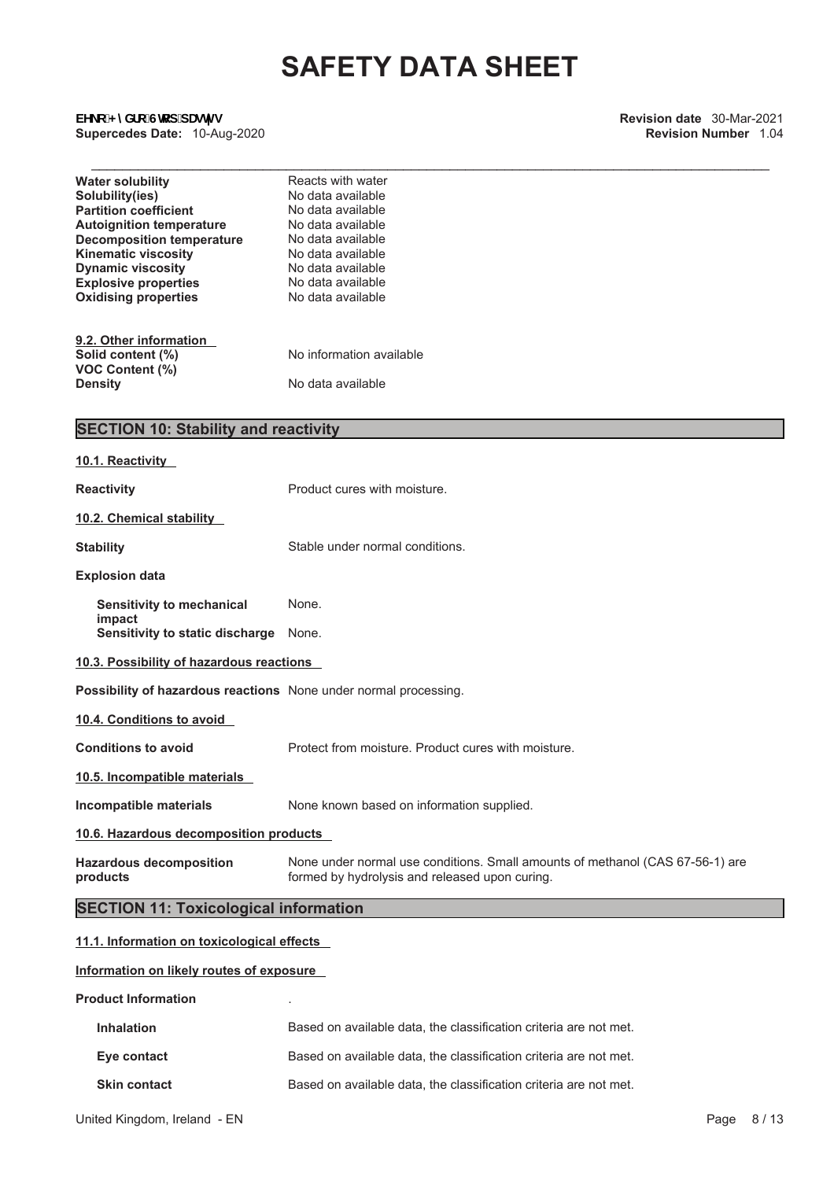| | |
|---|---|
| **Water solubility** | Reacts with water |
| **Solubility(ies)** | No data available |
| **Partition coefficient** | No data available |
| **Autoignition temperature** | No data available |
| **Decomposition temperature** | No data available |
| **Kinematic viscosity** | No data available |
| **Dynamic viscosity** | No data available |
| **Explosive properties** | No data available |
| **Oxidising properties** | No data available |

**9.2. Other information**

| | |
|---|---|
| **Solid content (%)** | No information available |
| **VOC Content (%)** | |
| **Density** | No data available |

## SECTION 10: Stability and reactivity

**10.1. Reactivity**

**Reactivity** Product cures with moisture.

**10.2. Chemical stability**

**Stability** Stable under normal conditions.

**Explosion data**

**Sensitivity to mechanical impact** None.
**Sensitivity to static discharge** None.

**10.3. Possibility of hazardous reactions**

**Possibility of hazardous reactions** None under normal processing.

**10.4. Conditions to avoid**

**Conditions to avoid** Protect from moisture. Product cures with moisture.

**10.5. Incompatible materials**

**Incompatible materials** None known based on information supplied.

**10.6. Hazardous decomposition products**

**Hazardous decomposition products** None under normal use conditions. Small amounts of methanol (CAS 67-56-1) are formed by hydrolysis and released upon curing.

## SECTION 11: Toxicological information

**11.1. Information on toxicological effects**

**Information on likely routes of exposure**

**Product Information** .

**Inhalation** Based on available data, the classification criteria are not met.

**Eye contact** Based on available data, the classification criteria are not met.

**Skin contact** Based on available data, the classification criteria are not met.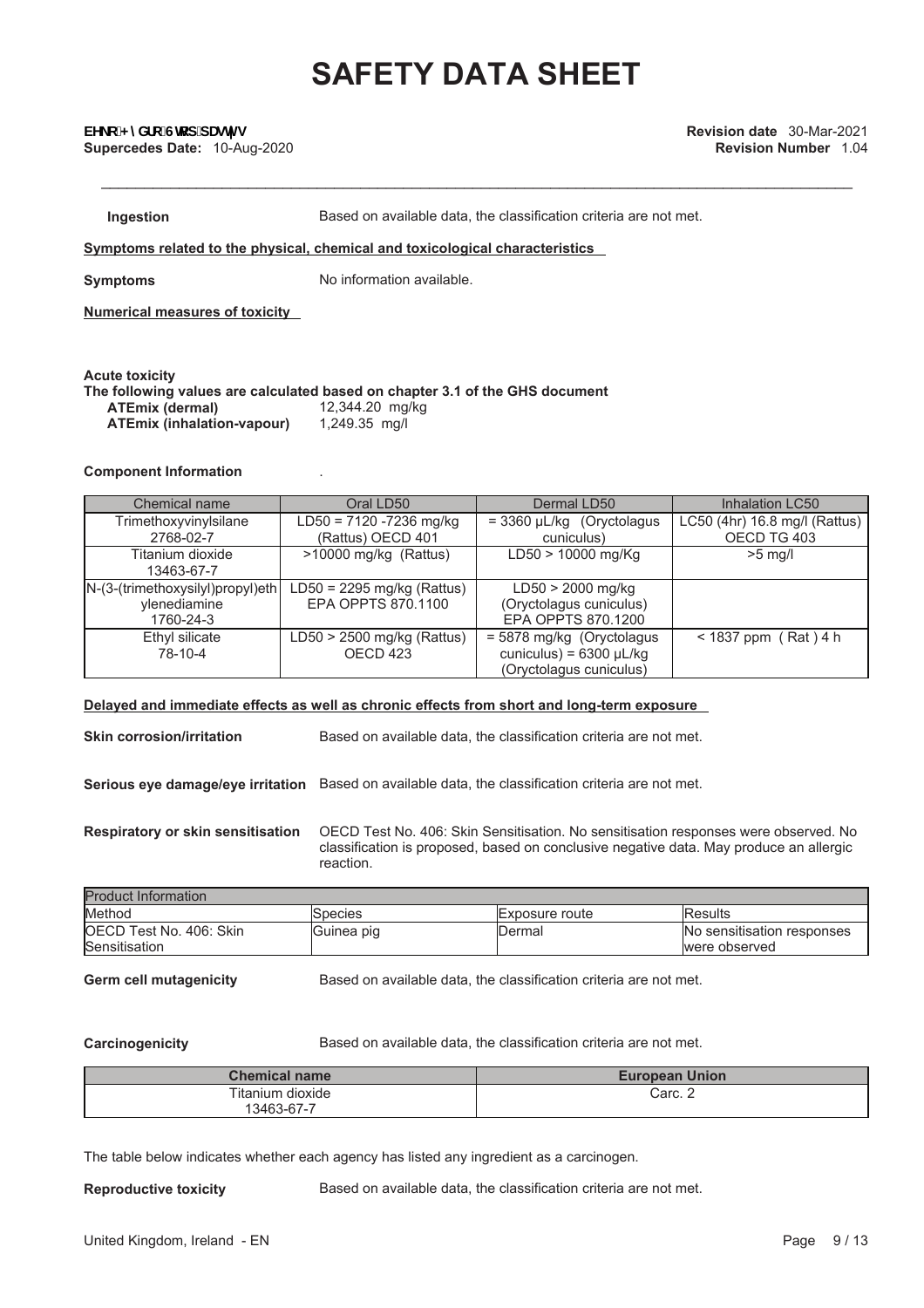**Ingestion** Based on available data, the classification criteria are not met.

**Symptoms related to the physical, chemical and toxicological characteristics**

**Symptoms** No information available.

**Numerical measures of toxicity**

**Acute toxicity**
**The following values are calculated based on chapter 3.1 of the GHS document**

**ATEmix (dermal)** 12,344.20 mg/kg
**ATEmix (inhalation-vapour)** 1,249.35 mg/l

**Component Information** .

| Chemical name | Oral LD50 | Dermal LD50 | Inhalation LC50 |
|---|---|---|---|
| Trimethoxyvinylsilane 2768-02-7 | LD50 = 7120 -7236 mg/kg (Rattus) OECD 401 | = 3360 µL/kg (Oryctolagus cuniculus) | LC50 (4hr) 16.8 mg/l (Rattus) OECD TG 403 |
| Titanium dioxide 13463-67-7 | >10000 mg/kg (Rattus) | LD50 > 10000 mg/Kg | >5 mg/l |
| N-(3-(trimethoxysilyl)propyl)ethylenediamine 1760-24-3 | LD50 = 2295 mg/kg (Rattus) EPA OPPTS 870.1100 | LD50 > 2000 mg/kg (Oryctolagus cuniculus) EPA OPPTS 870.1200 | |
| Ethyl silicate 78-10-4 | LD50 > 2500 mg/kg (Rattus) OECD 423 | = 5878 mg/kg (Oryctolagus cuniculus) = 6300 µL/kg (Oryctolagus cuniculus) | < 1837 ppm ( Rat ) 4 h |

**Delayed and immediate effects as well as chronic effects from short and long-term exposure**

**Skin corrosion/irritation** Based on available data, the classification criteria are not met.

**Serious eye damage/eye irritation** Based on available data, the classification criteria are not met.

**Respiratory or skin sensitisation** OECD Test No. 406: Skin Sensitisation. No sensitisation responses were observed. No classification is proposed, based on conclusive negative data. May produce an allergic reaction.

| Product Information | | | |
|---|---|---|---|
| Method | Species | Exposure route | Results |
| OECD Test No. 406: Skin Sensitisation | Guinea pig | Dermal | No sensitisation responses were observed |

**Germ cell mutagenicity** Based on available data, the classification criteria are not met.

**Carcinogenicity** Based on available data, the classification criteria are not met.

| Chemical name | European Union |
|---|---|
| Titanium dioxide 13463-67-7 | Carc. 2 |

The table below indicates whether each agency has listed any ingredient as a carcinogen.

**Reproductive toxicity** Based on available data, the classification criteria are not met.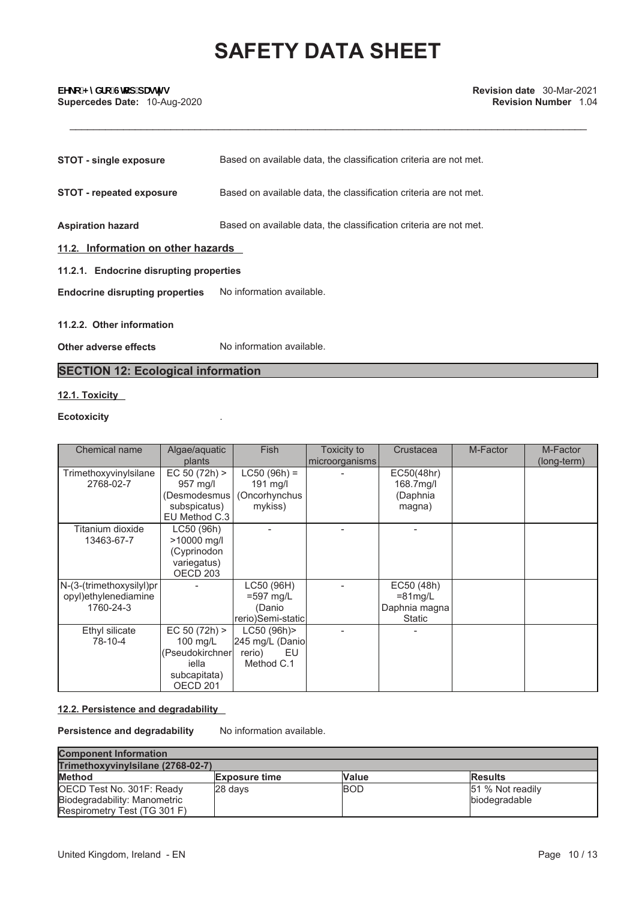# SAFETY DATA SHEET

**STOT - single exposure** Based on available data, the classification criteria are not met.

**STOT - repeated exposure** Based on available data, the classification criteria are not met.

**Aspiration hazard** Based on available data, the classification criteria are not met.

### 11.2. Information on other hazards

#### 11.2.1. Endocrine disrupting properties

**Endocrine disrupting properties** No information available.

#### 11.2.2. Other information

**Other adverse effects** No information available.

## SECTION 12: Ecological information

### 12.1. Toxicity

**Ecotoxicity** .

| Chemical name | Algae/aquatic plants | Fish | Toxicity to microorganisms | Crustacea | M-Factor | M-Factor (long-term) |
|---|---|---|---|---|---|---|
| Trimethoxyvinylsilane 2768-02-7 | EC 50 (72h) > 957 mg/l (Desmodesmus subspicatus) EU Method C.3 | LC50 (96h) = 191 mg/l (Oncorhynchus mykiss) | - | EC50(48hr) 168.7mg/l (Daphnia magna) | | |
| Titanium dioxide 13463-67-7 | LC50 (96h) >10000 mg/l (Cyprinodon variegatus) OECD 203 | - | - | - | | |
| N-(3-(trimethoxysilyl)propyl)ethylenediamine 1760-24-3 | - | LC50 (96H) =597 mg/L (Danio rerio)Semi-static | - | EC50 (48h) =81mg/L Daphnia magna Static | | |
| Ethyl silicate 78-10-4 | EC 50 (72h) > 100 mg/L (Pseudokirchneriella subcapitata) OECD 201 | LC50 (96h)> 245 mg/L (Danio rerio) EU Method C.1 | - | - | | |

### 12.2. Persistence and degradability

**Persistence and degradability** No information available.

| Component Information | | | |
|---|---|---|---|
| **Trimethoxyvinylsilane (2768-02-7)** | | | |
| **Method** | **Exposure time** | **Value** | **Results** |
| OECD Test No. 301F: Ready Biodegradability: Manometric Respirometry Test (TG 301 F) | 28 days | BOD | 51 % Not readily biodegradable |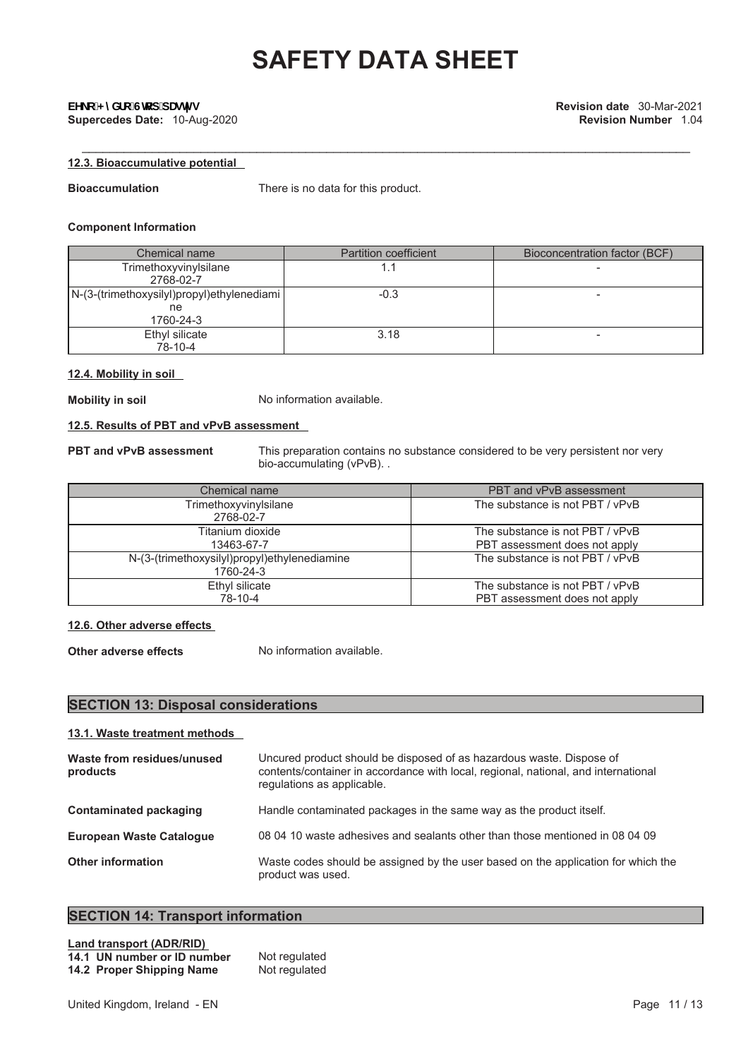# SAFETY DATA SHEET

**Supercedes Date:** 10-Aug-2020

**Revision date** 30-Mar-2021
**Revision Number** 1.04

### 12.3. Bioaccumulative potential

**Bioaccumulation** There is no data for this product.

**Component Information**

| Chemical name | Partition coefficient | Bioconcentration factor (BCF) |
|---|---|---|
| Trimethoxyvinylsilane 2768-02-7 | 1.1 | - |
| N-(3-(trimethoxysilyl)propyl)ethylenediamine 1760-24-3 | -0.3 | - |
| Ethyl silicate 78-10-4 | 3.18 | - |

### 12.4. Mobility in soil

**Mobility in soil** No information available.

### 12.5. Results of PBT and vPvB assessment

**PBT and vPvB assessment** This preparation contains no substance considered to be very persistent nor very bio-accumulating (vPvB). .

| Chemical name | PBT and vPvB assessment |
|---|---|
| Trimethoxyvinylsilane 2768-02-7 | The substance is not PBT / vPvB |
| Titanium dioxide 13463-67-7 | The substance is not PBT / vPvB PBT assessment does not apply |
| N-(3-(trimethoxysilyl)propyl)ethylenediamine 1760-24-3 | The substance is not PBT / vPvB |
| Ethyl silicate 78-10-4 | The substance is not PBT / vPvB PBT assessment does not apply |

### 12.6. Other adverse effects

**Other adverse effects** No information available.

## SECTION 13: Disposal considerations

### 13.1. Waste treatment methods

**Waste from residues/unused products** Uncured product should be disposed of as hazardous waste. Dispose of contents/container in accordance with local, regional, national, and international regulations as applicable.

**Contaminated packaging** Handle contaminated packages in the same way as the product itself.

**European Waste Catalogue** 08 04 10 waste adhesives and sealants other than those mentioned in 08 04 09

**Other information** Waste codes should be assigned by the user based on the application for which the product was used.

## SECTION 14: Transport information

**Land transport (ADR/RID)**

**14.1 UN number or ID number** Not regulated
**14.2 Proper Shipping Name** Not regulated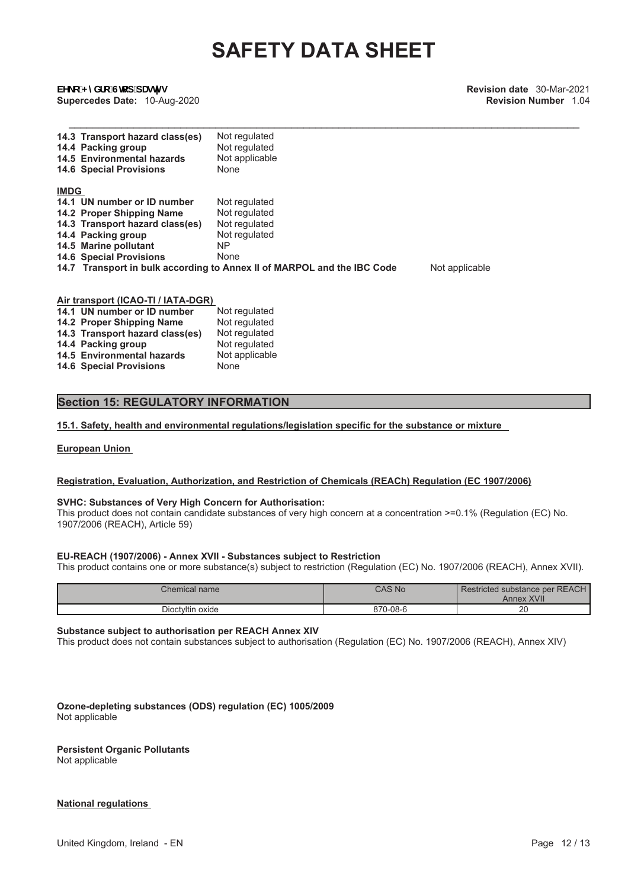| | |
|---|---|
| **14.3 Transport hazard class(es)** | Not regulated |
| **14.4 Packing group** | Not regulated |
| **14.5 Environmental hazards** | Not applicable |
| **14.6 Special Provisions** | None |

**IMDG**

| | |
|---|---|
| **14.1 UN number or ID number** | Not regulated |
| **14.2 Proper Shipping Name** | Not regulated |
| **14.3 Transport hazard class(es)** | Not regulated |
| **14.4 Packing group** | Not regulated |
| **14.5 Marine pollutant** | NP |
| **14.6 Special Provisions** | None |
| **14.7 Transport in bulk according to Annex II of MARPOL and the IBC Code** | Not applicable |

**Air transport (ICAO-TI / IATA-DGR)**

| | |
|---|---|
| **14.1 UN number or ID number** | Not regulated |
| **14.2 Proper Shipping Name** | Not regulated |
| **14.3 Transport hazard class(es)** | Not regulated |
| **14.4 Packing group** | Not regulated |
| **14.5 Environmental hazards** | Not applicable |
| **14.6 Special Provisions** | None |

## Section 15: REGULATORY INFORMATION

**15.1. Safety, health and environmental regulations/legislation specific for the substance or mixture**

**European Union**

**Registration, Evaluation, Authorization, and Restriction of Chemicals (REACh) Regulation (EC 1907/2006)**

**SVHC: Substances of Very High Concern for Authorisation:**
This product does not contain candidate substances of very high concern at a concentration >=0.1% (Regulation (EC) No. 1907/2006 (REACH), Article 59)

**EU-REACH (1907/2006) - Annex XVII - Substances subject to Restriction**
This product contains one or more substance(s) subject to restriction (Regulation (EC) No. 1907/2006 (REACH), Annex XVII).

| Chemical name | CAS No | Restricted substance per REACH Annex XVII |
|---|---|---|
| Dioctyltin oxide | 870-08-6 | 20 |

**Substance subject to authorisation per REACH Annex XIV**
This product does not contain substances subject to authorisation (Regulation (EC) No. 1907/2006 (REACH), Annex XIV)

**Ozone-depleting substances (ODS) regulation (EC) 1005/2009**
Not applicable

**Persistent Organic Pollutants**
Not applicable

**National regulations**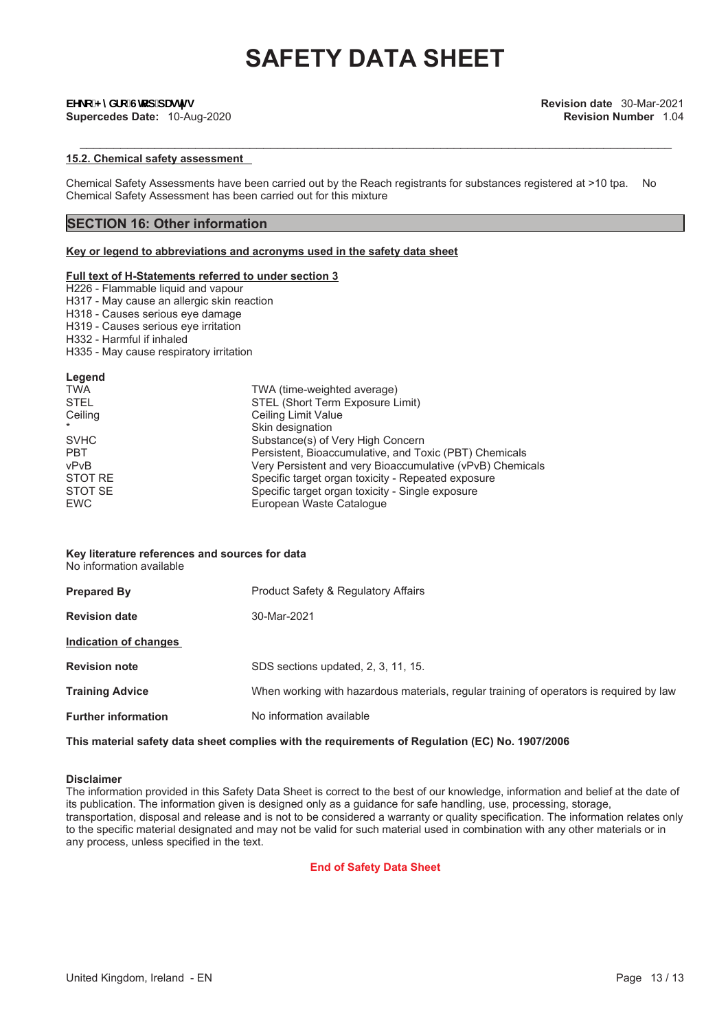# SAFETY DATA SHEET

### 15.2. Chemical safety assessment

Chemical Safety Assessments have been carried out by the Reach registrants for substances registered at >10 tpa. No Chemical Safety Assessment has been carried out for this mixture

## SECTION 16: Other information

### Key or legend to abbreviations and acronyms used in the safety data sheet

**Full text of H-Statements referred to under section 3**

H226 - Flammable liquid and vapour
H317 - May cause an allergic skin reaction
H318 - Causes serious eye damage
H319 - Causes serious eye irritation
H332 - Harmful if inhaled
H335 - May cause respiratory irritation

**Legend**

| | |
|---|---|
| TWA | TWA (time-weighted average) |
| STEL | STEL (Short Term Exposure Limit) |
| Ceiling | Ceiling Limit Value |
| * | Skin designation |
| SVHC | Substance(s) of Very High Concern |
| PBT | Persistent, Bioaccumulative, and Toxic (PBT) Chemicals |
| vPvB | Very Persistent and very Bioaccumulative (vPvB) Chemicals |
| STOT RE | Specific target organ toxicity - Repeated exposure |
| STOT SE | Specific target organ toxicity - Single exposure |
| EWC | European Waste Catalogue |

**Key literature references and sources for data**
No information available

| | |
|---|---|
| **Prepared By** | Product Safety & Regulatory Affairs |
| **Revision date** | 30-Mar-2021 |
| **Indication of changes** | |
| **Revision note** | SDS sections updated, 2, 3, 11, 15. |
| **Training Advice** | When working with hazardous materials, regular training of operators is required by law |
| **Further information** | No information available |

**This material safety data sheet complies with the requirements of Regulation (EC) No. 1907/2006**

**Disclaimer**
The information provided in this Safety Data Sheet is correct to the best of our knowledge, information and belief at the date of its publication. The information given is designed only as a guidance for safe handling, use, processing, storage, transportation, disposal and release and is not to be considered a warranty or quality specification. The information relates only to the specific material designated and may not be valid for such material used in combination with any other materials or in any process, unless specified in the text.

**End of Safety Data Sheet**